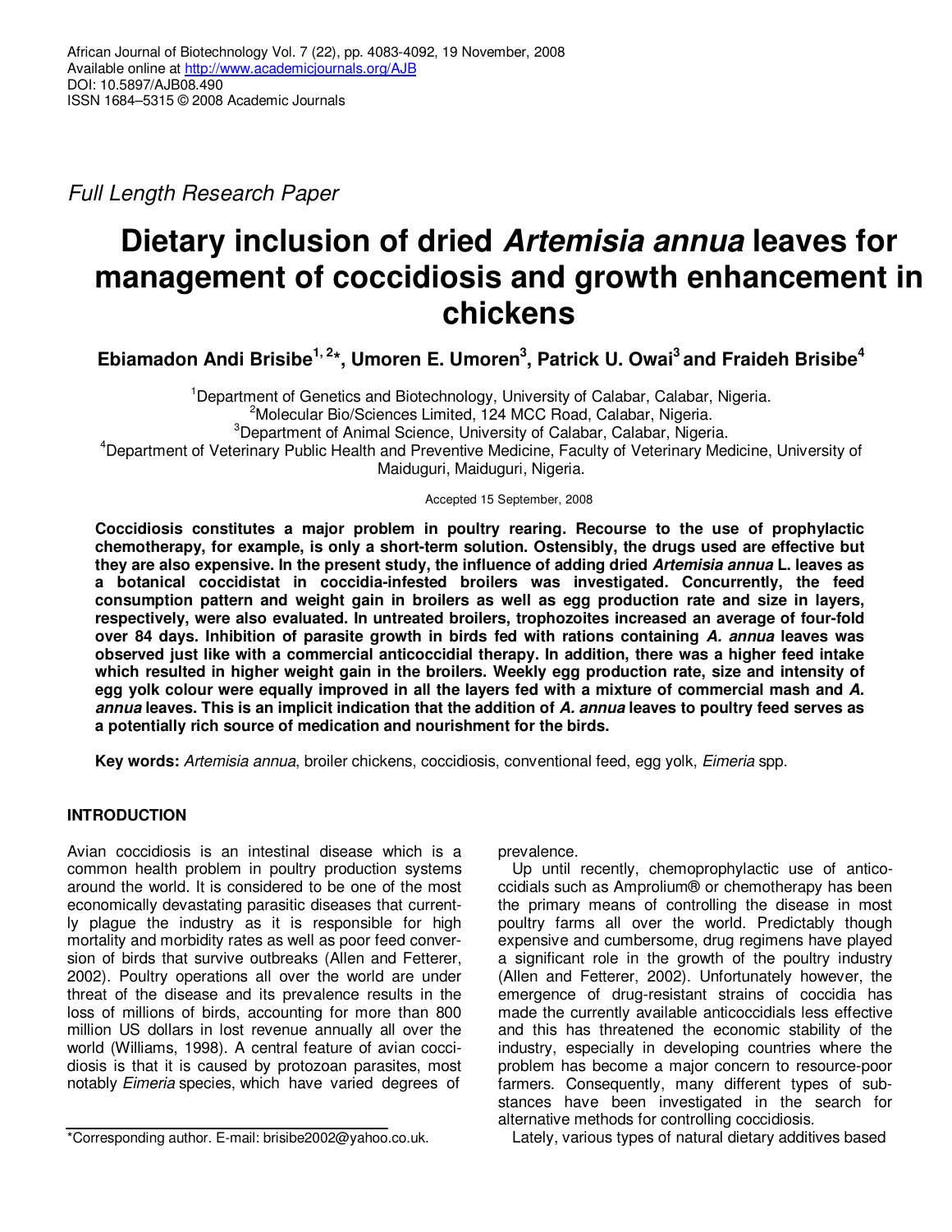Full Length Research Paper

# Dietary inclusion of dried *Artemisia annua* leaves for management of coccidiosis and growth enhancement in chickens

**Ebiamadon Andi Brisibe[1, 2]*, Umoren E. Umoren[3], Patrick U. Owai[3] and Fraideh Brisibe[4]**

[1]Department of Genetics and Biotechnology, University of Calabar, Calabar, Nigeria.
[2]Molecular Bio/Sciences Limited, 124 MCC Road, Calabar, Nigeria.
[3]Department of Animal Science, University of Calabar, Calabar, Nigeria.
[4]Department of Veterinary Public Health and Preventive Medicine, Faculty of Veterinary Medicine, University of Maiduguri, Maiduguri, Nigeria.

Accepted 15 September, 2008

**Coccidiosis constitutes a major problem in poultry rearing. Recourse to the use of prophylactic chemotherapy, for example, is only a short-term solution. Ostensibly, the drugs used are effective but they are also expensive. In the present study, the influence of adding dried *Artemisia annua* L. leaves as a botanical coccidistat in coccidia-infested broilers was investigated. Concurrently, the feed consumption pattern and weight gain in broilers as well as egg production rate and size in layers, respectively, were also evaluated. In untreated broilers, trophozoites increased an average of four-fold over 84 days. Inhibition of parasite growth in birds fed with rations containing *A. annua* leaves was observed just like with a commercial anticoccidial therapy. In addition, there was a higher feed intake which resulted in higher weight gain in the broilers. Weekly egg production rate, size and intensity of egg yolk colour were equally improved in all the layers fed with a mixture of commercial mash and *A. annua* leaves. This is an implicit indication that the addition of *A. annua* leaves to poultry feed serves as a potentially rich source of medication and nourishment for the birds.**

**Key words:** *Artemisia annua*, broiler chickens, coccidiosis, conventional feed, egg yolk, *Eimeria* spp.

## INTRODUCTION

Avian coccidiosis is an intestinal disease which is a common health problem in poultry production systems around the world. It is considered to be one of the most economically devastating parasitic diseases that currently plague the industry as it is responsible for high mortality and morbidity rates as well as poor feed conversion of birds that survive outbreaks (Allen and Fetterer, 2002). Poultry operations all over the world are under threat of the disease and its prevalence results in the loss of millions of birds, accounting for more than 800 million US dollars in lost revenue annually all over the world (Williams, 1998). A central feature of avian coccidiosis is that it is caused by protozoan parasites, most notably *Eimeria* species, which have varied degrees of prevalence.

Up until recently, chemoprophylactic use of anticoccidials such as Amprolium® or chemotherapy has been the primary means of controlling the disease in most poultry farms all over the world. Predictably though expensive and cumbersome, drug regimens have played a significant role in the growth of the poultry industry (Allen and Fetterer, 2002). Unfortunately however, the emergence of drug-resistant strains of coccidia has made the currently available anticoccidials less effective and this has threatened the economic stability of the industry, especially in developing countries where the problem has become a major concern to resource-poor farmers. Consequently, many different types of substances have been investigated in the search for alternative methods for controlling coccidiosis.

Lately, various types of natural dietary additives based

*Corresponding author. E-mail: brisibe2002@yahoo.co.uk.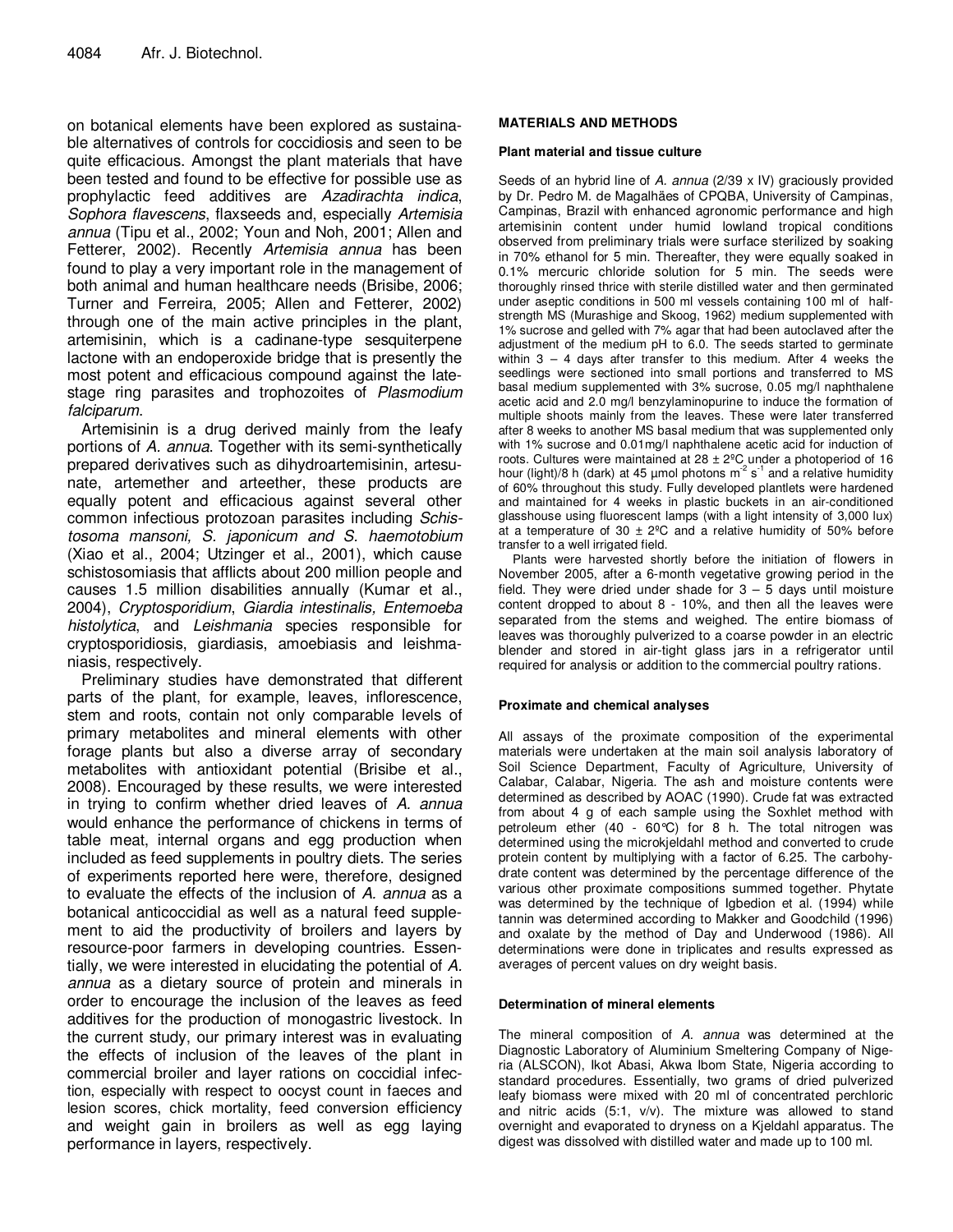on botanical elements have been explored as sustainable alternatives of controls for coccidiosis and seen to be quite efficacious. Amongst the plant materials that have been tested and found to be effective for possible use as prophylactic feed additives are *Azadirachta indica*, *Sophora flavescens*, flaxseeds and, especially *Artemisia annua* (Tipu et al., 2002; Youn and Noh, 2001; Allen and Fetterer, 2002). Recently *Artemisia annua* has been found to play a very important role in the management of both animal and human healthcare needs (Brisibe, 2006; Turner and Ferreira, 2005; Allen and Fetterer, 2002) through one of the main active principles in the plant, artemisinin, which is a cadinane-type sesquiterpene lactone with an endoperoxide bridge that is presently the most potent and efficacious compound against the late-stage ring parasites and trophozoites of *Plasmodium falciparum*.

Artemisinin is a drug derived mainly from the leafy portions of *A. annua*. Together with its semi-synthetically prepared derivatives such as dihydroartemisinin, artesunate, artemether and arteether, these products are equally potent and efficacious against several other common infectious protozoan parasites including *Schistosoma mansoni, S. japonicum and S. haemotobium* (Xiao et al., 2004; Utzinger et al., 2001), which cause schistosomiasis that afflicts about 200 million people and causes 1.5 million disabilities annually (Kumar et al., 2004), *Cryptosporidium*, *Giardia intestinalis, Entemoeba histolytica*, and *Leishmania* species responsible for cryptosporidiosis, giardiasis, amoebiasis and leishmaniasis, respectively.

Preliminary studies have demonstrated that different parts of the plant, for example, leaves, inflorescence, stem and roots, contain not only comparable levels of primary metabolites and mineral elements with other forage plants but also a diverse array of secondary metabolites with antioxidant potential (Brisibe et al., 2008). Encouraged by these results, we were interested in trying to confirm whether dried leaves of *A. annua* would enhance the performance of chickens in terms of table meat, internal organs and egg production when included as feed supplements in poultry diets. The series of experiments reported here were, therefore, designed to evaluate the effects of the inclusion of *A. annua* as a botanical anticoccidial as well as a natural feed supplement to aid the productivity of broilers and layers by resource-poor farmers in developing countries. Essentially, we were interested in elucidating the potential of *A. annua* as a dietary source of protein and minerals in order to encourage the inclusion of the leaves as feed additives for the production of monogastric livestock. In the current study, our primary interest was in evaluating the effects of inclusion of the leaves of the plant in commercial broiler and layer rations on coccidial infection, especially with respect to oocyst count in faeces and lesion scores, chick mortality, feed conversion efficiency and weight gain in broilers as well as egg laying performance in layers, respectively.

## MATERIALS AND METHODS

### Plant material and tissue culture

Seeds of an hybrid line of *A. annua* (2/39 x IV) graciously provided by Dr. Pedro M. de Magalhäes of CPQBA, University of Campinas, Campinas, Brazil with enhanced agronomic performance and high artemisinin content under humid lowland tropical conditions observed from preliminary trials were surface sterilized by soaking in 70% ethanol for 5 min. Thereafter, they were equally soaked in 0.1% mercuric chloride solution for 5 min. The seeds were thoroughly rinsed thrice with sterile distilled water and then germinated under aseptic conditions in 500 ml vessels containing 100 ml of half-strength MS (Murashige and Skoog, 1962) medium supplemented with 1% sucrose and gelled with 7% agar that had been autoclaved after the adjustment of the medium pH to 6.0. The seeds started to germinate within 3 – 4 days after transfer to this medium. After 4 weeks the seedlings were sectioned into small portions and transferred to MS basal medium supplemented with 3% sucrose, 0.05 mg/l naphthalene acetic acid and 2.0 mg/l benzylaminopurine to induce the formation of multiple shoots mainly from the leaves. These were later transferred after 8 weeks to another MS basal medium that was supplemented only with 1% sucrose and 0.01mg/l naphthalene acetic acid for induction of roots. Cultures were maintained at 28 ± 2ºC under a photoperiod of 16 hour (light)/8 h (dark) at 45 µmol photons $m^{-2}$ $s^{-1}$ and a relative humidity of 60% throughout this study. Fully developed plantlets were hardened and maintained for 4 weeks in plastic buckets in an air-conditioned glasshouse using fluorescent lamps (with a light intensity of 3,000 lux) at a temperature of 30 ± 2ºC and a relative humidity of 50% before transfer to a well irrigated field.

Plants were harvested shortly before the initiation of flowers in November 2005, after a 6-month vegetative growing period in the field. They were dried under shade for 3 – 5 days until moisture content dropped to about 8 - 10%, and then all the leaves were separated from the stems and weighed. The entire biomass of leaves was thoroughly pulverized to a coarse powder in an electric blender and stored in air-tight glass jars in a refrigerator until required for analysis or addition to the commercial poultry rations.

### Proximate and chemical analyses

All assays of the proximate composition of the experimental materials were undertaken at the main soil analysis laboratory of Soil Science Department, Faculty of Agriculture, University of Calabar, Calabar, Nigeria. The ash and moisture contents were determined as described by AOAC (1990). Crude fat was extracted from about 4 g of each sample using the Soxhlet method with petroleum ether (40 - 60℃) for 8 h. The total nitrogen was determined using the microkjeldahl method and converted to crude protein content by multiplying with a factor of 6.25. The carbohydrate content was determined by the percentage difference of the various other proximate compositions summed together. Phytate was determined by the technique of Igbedion et al. (1994) while tannin was determined according to Makker and Goodchild (1996) and oxalate by the method of Day and Underwood (1986). All determinations were done in triplicates and results expressed as averages of percent values on dry weight basis.

### Determination of mineral elements

The mineral composition of *A. annua* was determined at the Diagnostic Laboratory of Aluminium Smeltering Company of Nigeria (ALSCON), Ikot Abasi, Akwa Ibom State, Nigeria according to standard procedures. Essentially, two grams of dried pulverized leafy biomass were mixed with 20 ml of concentrated perchloric and nitric acids (5:1, v/v). The mixture was allowed to stand overnight and evaporated to dryness on a Kjeldahl apparatus. The digest was dissolved with distilled water and made up to 100 ml.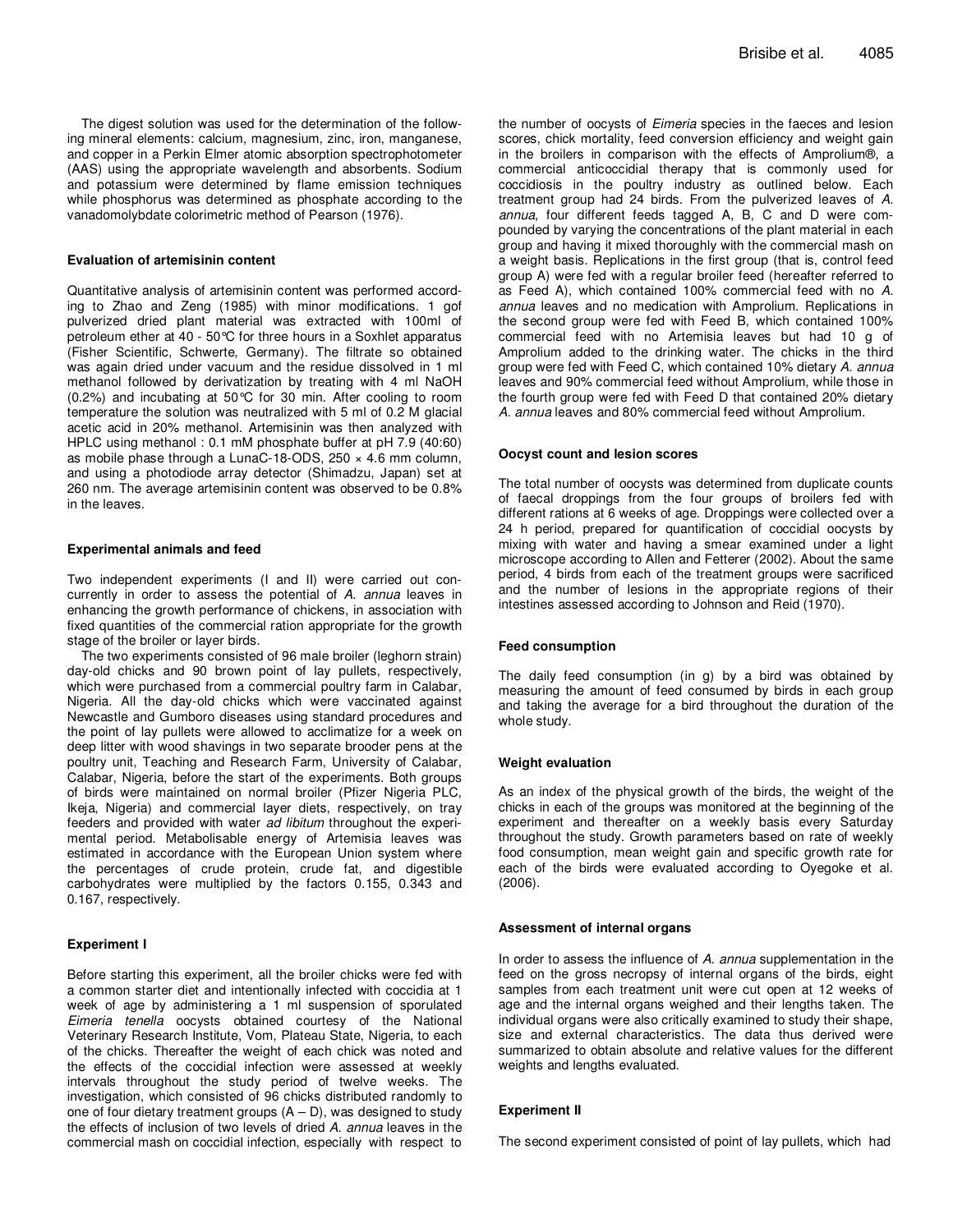The digest solution was used for the determination of the following mineral elements: calcium, magnesium, zinc, iron, manganese, and copper in a Perkin Elmer atomic absorption spectrophotometer (AAS) using the appropriate wavelength and absorbents. Sodium and potassium were determined by flame emission techniques while phosphorus was determined as phosphate according to the vanadomolybdate colorimetric method of Pearson (1976).

#### Evaluation of artemisinin content

Quantitative analysis of artemisinin content was performed according to Zhao and Zeng (1985) with minor modifications. 1 gof pulverized dried plant material was extracted with 100ml of petroleum ether at 40 - 50°C for three hours in a Soxhlet apparatus (Fisher Scientific, Schwerte, Germany). The filtrate so obtained was again dried under vacuum and the residue dissolved in 1 ml methanol followed by derivatization by treating with 4 ml NaOH (0.2%) and incubating at 50°C for 30 min. After cooling to room temperature the solution was neutralized with 5 ml of 0.2 M glacial acetic acid in 20% methanol. Artemisinin was then analyzed with HPLC using methanol : 0.1 mM phosphate buffer at pH 7.9 (40:60) as mobile phase through a LunaC-18-ODS, 250 × 4.6 mm column, and using a photodiode array detector (Shimadzu, Japan) set at 260 nm. The average artemisinin content was observed to be 0.8% in the leaves.

#### Experimental animals and feed

Two independent experiments (I and II) were carried out concurrently in order to assess the potential of *A. annua* leaves in enhancing the growth performance of chickens, in association with fixed quantities of the commercial ration appropriate for the growth stage of the broiler or layer birds.

The two experiments consisted of 96 male broiler (leghorn strain) day-old chicks and 90 brown point of lay pullets, respectively, which were purchased from a commercial poultry farm in Calabar, Nigeria. All the day-old chicks which were vaccinated against Newcastle and Gumboro diseases using standard procedures and the point of lay pullets were allowed to acclimatize for a week on deep litter with wood shavings in two separate brooder pens at the poultry unit, Teaching and Research Farm, University of Calabar, Calabar, Nigeria, before the start of the experiments. Both groups of birds were maintained on normal broiler (Pfizer Nigeria PLC, Ikeja, Nigeria) and commercial layer diets, respectively, on tray feeders and provided with water *ad libitum* throughout the experimental period. Metabolisable energy of Artemisia leaves was estimated in accordance with the European Union system where the percentages of crude protein, crude fat, and digestible carbohydrates were multiplied by the factors 0.155, 0.343 and 0.167, respectively.

#### Experiment I

Before starting this experiment, all the broiler chicks were fed with a common starter diet and intentionally infected with coccidia at 1 week of age by administering a 1 ml suspension of sporulated *Eimeria tenella* oocysts obtained courtesy of the National Veterinary Research Institute, Vom, Plateau State, Nigeria, to each of the chicks. Thereafter the weight of each chick was noted and the effects of the coccidial infection were assessed at weekly intervals throughout the study period of twelve weeks. The investigation, which consisted of 96 chicks distributed randomly to one of four dietary treatment groups (A – D), was designed to study the effects of inclusion of two levels of dried *A. annua* leaves in the commercial mash on coccidial infection, especially with respect to the number of oocysts of *Eimeria* species in the faeces and lesion scores, chick mortality, feed conversion efficiency and weight gain in the broilers in comparison with the effects of Amprolium®, a commercial anticoccidial therapy that is commonly used for coccidiosis in the poultry industry as outlined below. Each treatment group had 24 birds. From the pulverized leaves of *A. annua*, four different feeds tagged A, B, C and D were compounded by varying the concentrations of the plant material in each group and having it mixed thoroughly with the commercial mash on a weight basis. Replications in the first group (that is, control feed group A) were fed with a regular broiler feed (hereafter referred to as Feed A), which contained 100% commercial feed with no *A. annua* leaves and no medication with Amprolium. Replications in the second group were fed with Feed B, which contained 100% commercial feed with no Artemisia leaves but had 10 g of Amprolium added to the drinking water. The chicks in the third group were fed with Feed C, which contained 10% dietary *A. annua* leaves and 90% commercial feed without Amprolium, while those in the fourth group were fed with Feed D that contained 20% dietary *A. annua* leaves and 80% commercial feed without Amprolium.

#### Oocyst count and lesion scores

The total number of oocysts was determined from duplicate counts of faecal droppings from the four groups of broilers fed with different rations at 6 weeks of age. Droppings were collected over a 24 h period, prepared for quantification of coccidial oocysts by mixing with water and having a smear examined under a light microscope according to Allen and Fetterer (2002). About the same period, 4 birds from each of the treatment groups were sacrificed and the number of lesions in the appropriate regions of their intestines assessed according to Johnson and Reid (1970).

#### Feed consumption

The daily feed consumption (in g) by a bird was obtained by measuring the amount of feed consumed by birds in each group and taking the average for a bird throughout the duration of the whole study.

#### Weight evaluation

As an index of the physical growth of the birds, the weight of the chicks in each of the groups was monitored at the beginning of the experiment and thereafter on a weekly basis every Saturday throughout the study. Growth parameters based on rate of weekly food consumption, mean weight gain and specific growth rate for each of the birds were evaluated according to Oyegoke et al. (2006).

#### Assessment of internal organs

In order to assess the influence of *A. annua* supplementation in the feed on the gross necropsy of internal organs of the birds, eight samples from each treatment unit were cut open at 12 weeks of age and the internal organs weighed and their lengths taken. The individual organs were also critically examined to study their shape, size and external characteristics. The data thus derived were summarized to obtain absolute and relative values for the different weights and lengths evaluated.

#### Experiment II

The second experiment consisted of point of lay pullets, which had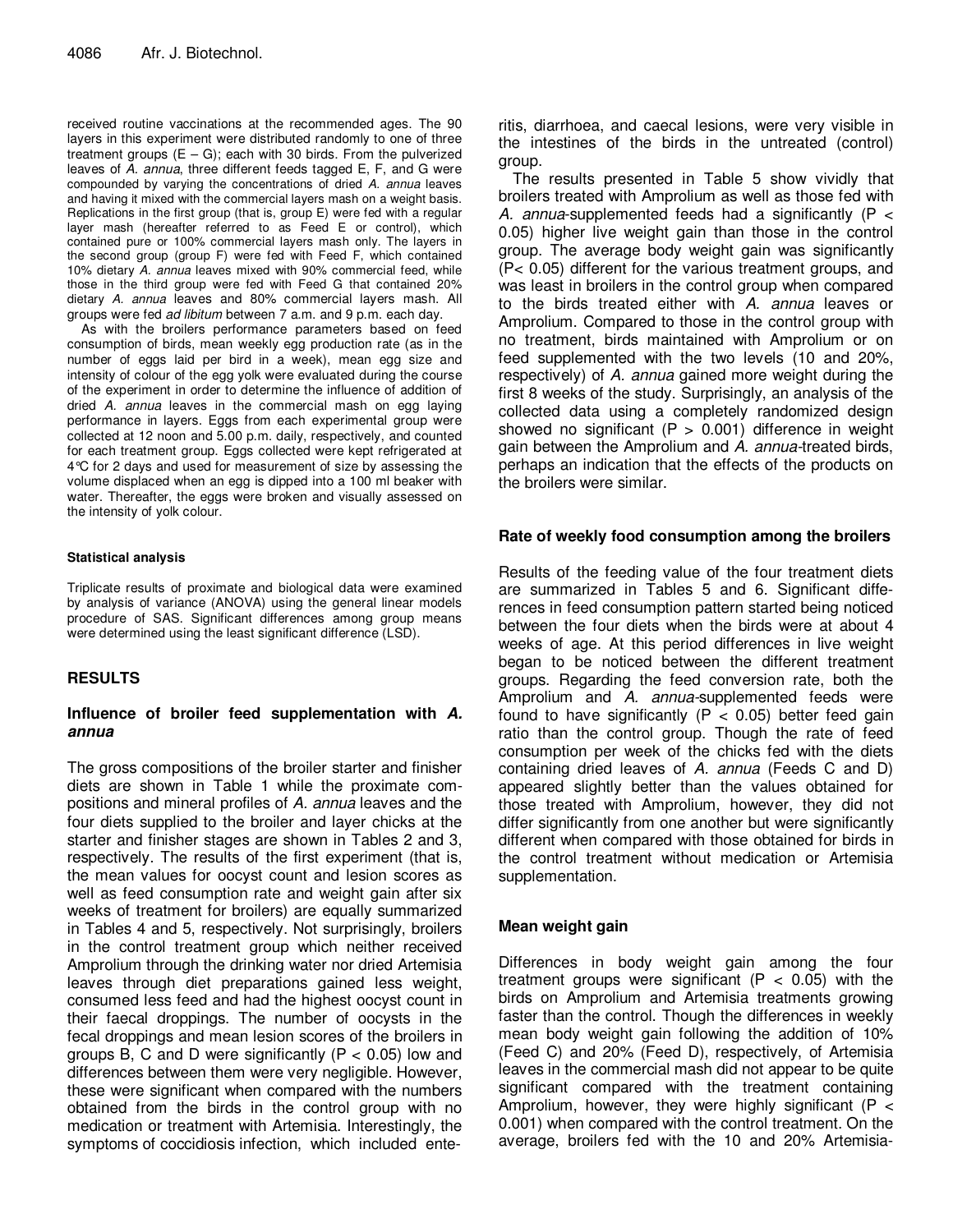received routine vaccinations at the recommended ages. The 90 layers in this experiment were distributed randomly to one of three treatment groups (E – G); each with 30 birds. From the pulverized leaves of *A. annua*, three different feeds tagged E, F, and G were compounded by varying the concentrations of dried *A. annua* leaves and having it mixed with the commercial layers mash on a weight basis. Replications in the first group (that is, group E) were fed with a regular layer mash (hereafter referred to as Feed E or control), which contained pure or 100% commercial layers mash only. The layers in the second group (group F) were fed with Feed F, which contained 10% dietary *A. annua* leaves mixed with 90% commercial feed, while those in the third group were fed with Feed G that contained 20% dietary *A. annua* leaves and 80% commercial layers mash. All groups were fed *ad libitum* between 7 a.m. and 9 p.m. each day.

As with the broilers performance parameters based on feed consumption of birds, mean weekly egg production rate (as in the number of eggs laid per bird in a week), mean egg size and intensity of colour of the egg yolk were evaluated during the course of the experiment in order to determine the influence of addition of dried *A. annua* leaves in the commercial mash on egg laying performance in layers. Eggs from each experimental group were collected at 12 noon and 5.00 p.m. daily, respectively, and counted for each treatment group. Eggs collected were kept refrigerated at 4°C for 2 days and used for measurement of size by assessing the volume displaced when an egg is dipped into a 100 ml beaker with water. Thereafter, the eggs were broken and visually assessed on the intensity of yolk colour.

#### Statistical analysis

Triplicate results of proximate and biological data were examined by analysis of variance (ANOVA) using the general linear models procedure of SAS. Significant differences among group means were determined using the least significant difference (LSD).

## RESULTS

### Influence of broiler feed supplementation with *A. annua*

The gross compositions of the broiler starter and finisher diets are shown in Table 1 while the proximate compositions and mineral profiles of *A. annua* leaves and the four diets supplied to the broiler and layer chicks at the starter and finisher stages are shown in Tables 2 and 3, respectively. The results of the first experiment (that is, the mean values for oocyst count and lesion scores as well as feed consumption rate and weight gain after six weeks of treatment for broilers) are equally summarized in Tables 4 and 5, respectively. Not surprisingly, broilers in the control treatment group which neither received Amprolium through the drinking water nor dried Artemisia leaves through diet preparations gained less weight, consumed less feed and had the highest oocyst count in their faecal droppings. The number of oocysts in the fecal droppings and mean lesion scores of the broilers in groups B, C and D were significantly ($P < 0.05$) low and differences between them were very negligible. However, these were significant when compared with the numbers obtained from the birds in the control group with no medication or treatment with Artemisia. Interestingly, the symptoms of coccidiosis infection, which included enteritis, diarrhoea, and caecal lesions, were very visible in the intestines of the birds in the untreated (control) group.

The results presented in Table 5 show vividly that broilers treated with Amprolium as well as those fed with *A. annua*-supplemented feeds had a significantly ($P < 0.05$) higher live weight gain than those in the control group. The average body weight gain was significantly ($P < 0.05$) different for the various treatment groups, and was least in broilers in the control group when compared to the birds treated either with *A. annua* leaves or Amprolium. Compared to those in the control group with no treatment, birds maintained with Amprolium or on feed supplemented with the two levels (10 and 20%, respectively) of *A. annua* gained more weight during the first 8 weeks of the study. Surprisingly, an analysis of the collected data using a completely randomized design showed no significant ($P > 0.001$) difference in weight gain between the Amprolium and *A. annua*-treated birds, perhaps an indication that the effects of the products on the broilers were similar.

### Rate of weekly food consumption among the broilers

Results of the feeding value of the four treatment diets are summarized in Tables 5 and 6. Significant differences in feed consumption pattern started being noticed between the four diets when the birds were at about 4 weeks of age. At this period differences in live weight began to be noticed between the different treatment groups. Regarding the feed conversion rate, both the Amprolium and *A. annua*-supplemented feeds were found to have significantly ($P < 0.05$) better feed gain ratio than the control group. Though the rate of feed consumption per week of the chicks fed with the diets containing dried leaves of *A. annua* (Feeds C and D) appeared slightly better than the values obtained for those treated with Amprolium, however, they did not differ significantly from one another but were significantly different when compared with those obtained for birds in the control treatment without medication or Artemisia supplementation.

### Mean weight gain

Differences in body weight gain among the four treatment groups were significant ($P < 0.05$) with the birds on Amprolium and Artemisia treatments growing faster than the control. Though the differences in weekly mean body weight gain following the addition of 10% (Feed C) and 20% (Feed D), respectively, of Artemisia leaves in the commercial mash did not appear to be quite significant compared with the treatment containing Amprolium, however, they were highly significant ($P < 0.001$) when compared with the control treatment. On the average, broilers fed with the 10 and 20% Artemisia-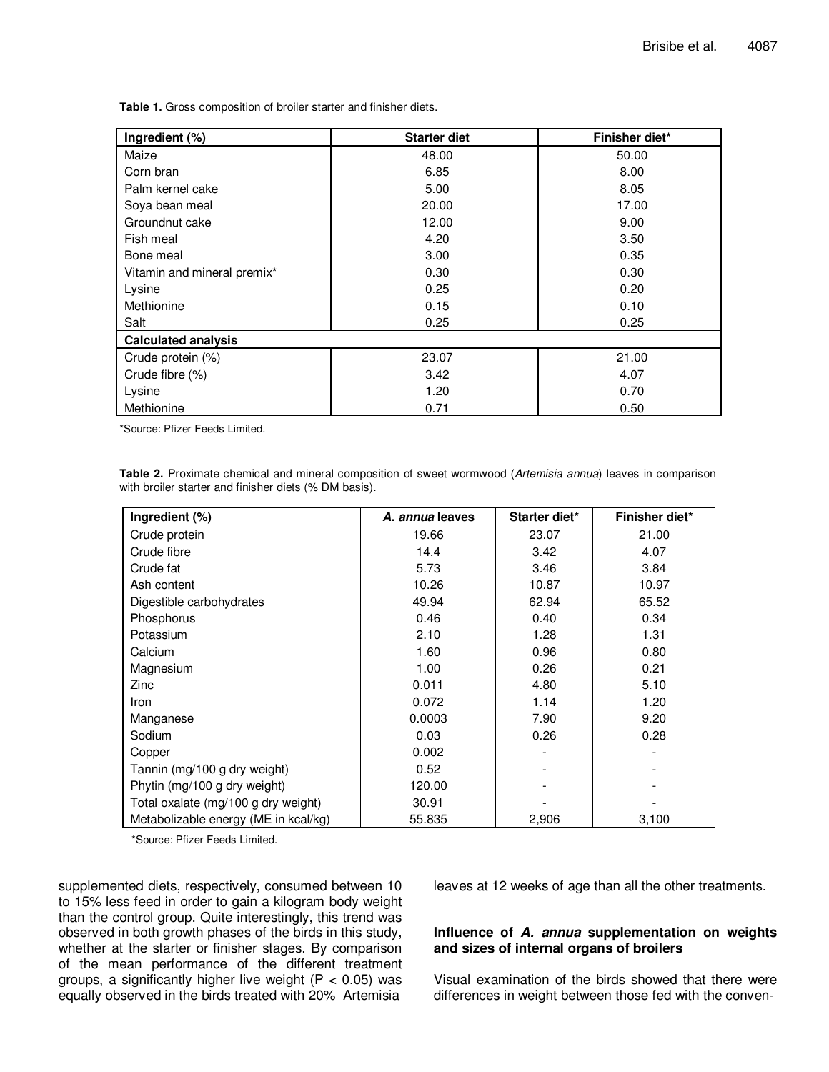**Table 1.** Gross composition of broiler starter and finisher diets.

| Ingredient (%) | Starter diet | Finisher diet* |
|---|---|---|
| Maize | 48.00 | 50.00 |
| Corn bran | 6.85 | 8.00 |
| Palm kernel cake | 5.00 | 8.05 |
| Soya bean meal | 20.00 | 17.00 |
| Groundnut cake | 12.00 | 9.00 |
| Fish meal | 4.20 | 3.50 |
| Bone meal | 3.00 | 0.35 |
| Vitamin and mineral premix* | 0.30 | 0.30 |
| Lysine | 0.25 | 0.20 |
| Methionine | 0.15 | 0.10 |
| Salt | 0.25 | 0.25 |
| **Calculated analysis** | | |
| Crude protein (%) | 23.07 | 21.00 |
| Crude fibre (%) | 3.42 | 4.07 |
| Lysine | 1.20 | 0.70 |
| Methionine | 0.71 | 0.50 |

*Source: Pfizer Feeds Limited.

**Table 2.** Proximate chemical and mineral composition of sweet wormwood (*Artemisia annua*) leaves in comparison with broiler starter and finisher diets (% DM basis).

| Ingredient (%) | *A. annua* leaves | Starter diet* | Finisher diet* |
|---|---|---|---|
| Crude protein | 19.66 | 23.07 | 21.00 |
| Crude fibre | 14.4 | 3.42 | 4.07 |
| Crude fat | 5.73 | 3.46 | 3.84 |
| Ash content | 10.26 | 10.87 | 10.97 |
| Digestible carbohydrates | 49.94 | 62.94 | 65.52 |
| Phosphorus | 0.46 | 0.40 | 0.34 |
| Potassium | 2.10 | 1.28 | 1.31 |
| Calcium | 1.60 | 0.96 | 0.80 |
| Magnesium | 1.00 | 0.26 | 0.21 |
| Zinc | 0.011 | 4.80 | 5.10 |
| Iron | 0.072 | 1.14 | 1.20 |
| Manganese | 0.0003 | 7.90 | 9.20 |
| Sodium | 0.03 | 0.26 | 0.28 |
| Copper | 0.002 | - | - |
| Tannin (mg/100 g dry weight) | 0.52 | - | - |
| Phytin (mg/100 g dry weight) | 120.00 | - | - |
| Total oxalate (mg/100 g dry weight) | 30.91 | - | - |
| Metabolizable energy (ME in kcal/kg) | 55.835 | 2,906 | 3,100 |

*Source: Pfizer Feeds Limited.

supplemented diets, respectively, consumed between 10 to 15% less feed in order to gain a kilogram body weight than the control group. Quite interestingly, this trend was observed in both growth phases of the birds in this study, whether at the starter or finisher stages. By comparison of the mean performance of the different treatment groups, a significantly higher live weight ($P < 0.05$) was equally observed in the birds treated with 20% Artemisia leaves at 12 weeks of age than all the other treatments.

## Influence of *A. annua* supplementation on weights and sizes of internal organs of broilers

Visual examination of the birds showed that there were differences in weight between those fed with the conven-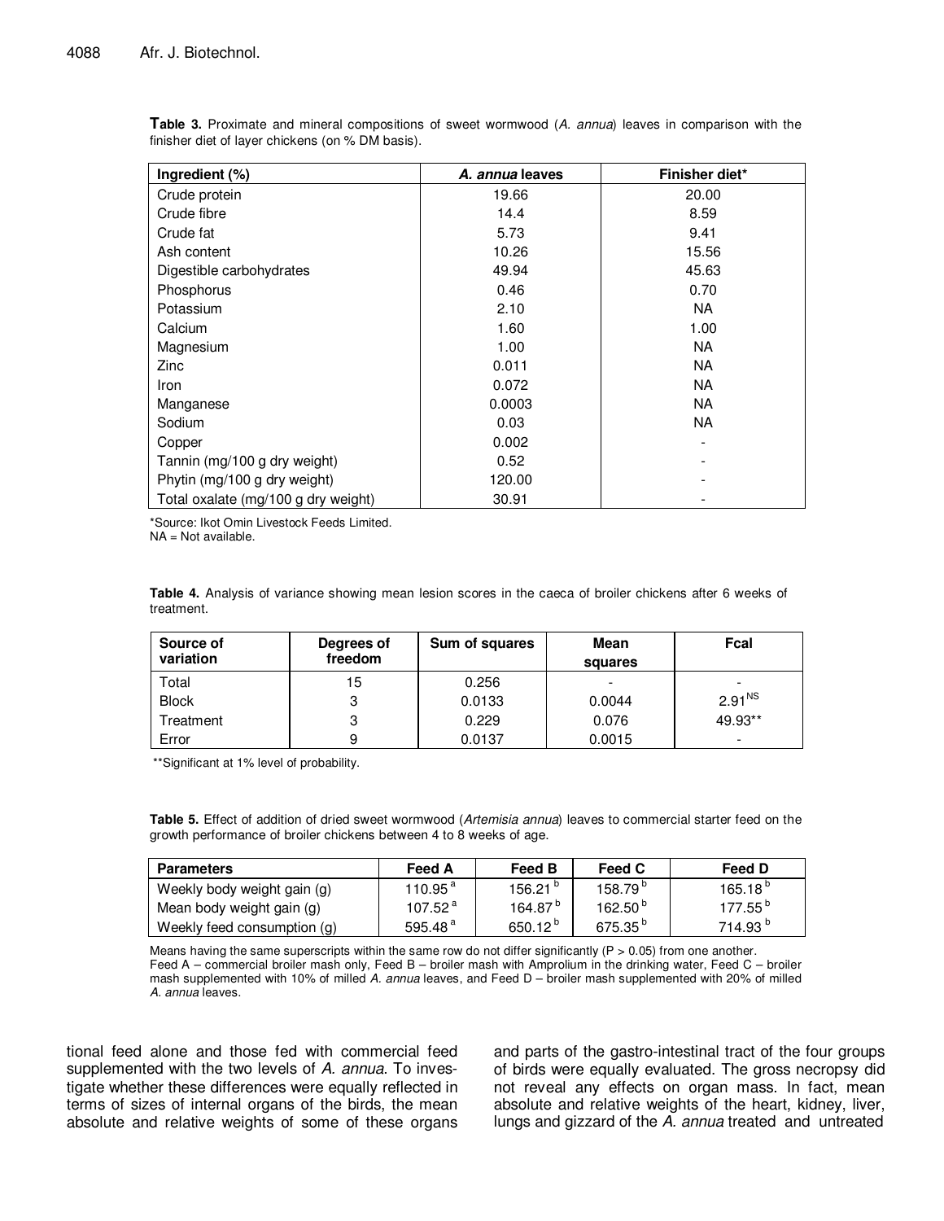**Table 3.** Proximate and mineral compositions of sweet wormwood (*A. annua*) leaves in comparison with the finisher diet of layer chickens (on % DM basis).

| Ingredient (%) | *A. annua* leaves | Finisher diet* |
|---|---|---|
| Crude protein | 19.66 | 20.00 |
| Crude fibre | 14.4 | 8.59 |
| Crude fat | 5.73 | 9.41 |
| Ash content | 10.26 | 15.56 |
| Digestible carbohydrates | 49.94 | 45.63 |
| Phosphorus | 0.46 | 0.70 |
| Potassium | 2.10 | NA |
| Calcium | 1.60 | 1.00 |
| Magnesium | 1.00 | NA |
| Zinc | 0.011 | NA |
| Iron | 0.072 | NA |
| Manganese | 0.0003 | NA |
| Sodium | 0.03 | NA |
| Copper | 0.002 | - |
| Tannin (mg/100 g dry weight) | 0.52 | - |
| Phytin (mg/100 g dry weight) | 120.00 | - |
| Total oxalate (mg/100 g dry weight) | 30.91 | - |

*Source: Ikot Omin Livestock Feeds Limited.
NA = Not available.

**Table 4.** Analysis of variance showing mean lesion scores in the caeca of broiler chickens after 6 weeks of treatment.

| Source of variation | Degrees of freedom | Sum of squares | Mean squares | Fcal |
|---|---|---|---|---|
| Total | 15 | 0.256 | - | - |
| Block | 3 | 0.0133 | 0.0044 | 2.91[NS] |
| Treatment | 3 | 0.229 | 0.076 | 49.93** |
| Error | 9 | 0.0137 | 0.0015 | - |

**Significant at 1% level of probability.

**Table 5.** Effect of addition of dried sweet wormwood (*Artemisia annua*) leaves to commercial starter feed on the growth performance of broiler chickens between 4 to 8 weeks of age.

| Parameters | Feed A | Feed B | Feed C | Feed D |
|---|---|---|---|---|
| Weekly body weight gain (g) | 110.95 [a] | 156.21 [b] | 158.79 [b] | 165.18 [b] |
| Mean body weight gain (g) | 107.52 [a] | 164.87 [b] | 162.50 [b] | 177.55 [b] |
| Weekly feed consumption (g) | 595.48 [a] | 650.12 [b] | 675.35 [b] | 714.93 [b] |

Means having the same superscripts within the same row do not differ significantly ($P > 0.05$) from one another.
Feed A – commercial broiler mash only, Feed B – broiler mash with Amprolium in the drinking water, Feed C – broiler mash supplemented with 10% of milled *A. annua* leaves, and Feed D – broiler mash supplemented with 20% of milled *A. annua* leaves.

tional feed alone and those fed with commercial feed supplemented with the two levels of *A. annua*. To investigate whether these differences were equally reflected in terms of sizes of internal organs of the birds, the mean absolute and relative weights of some of these organs and parts of the gastro-intestinal tract of the four groups of birds were equally evaluated. The gross necropsy did not reveal any effects on organ mass. In fact, mean absolute and relative weights of the heart, kidney, liver, lungs and gizzard of the *A. annua* treated and untreated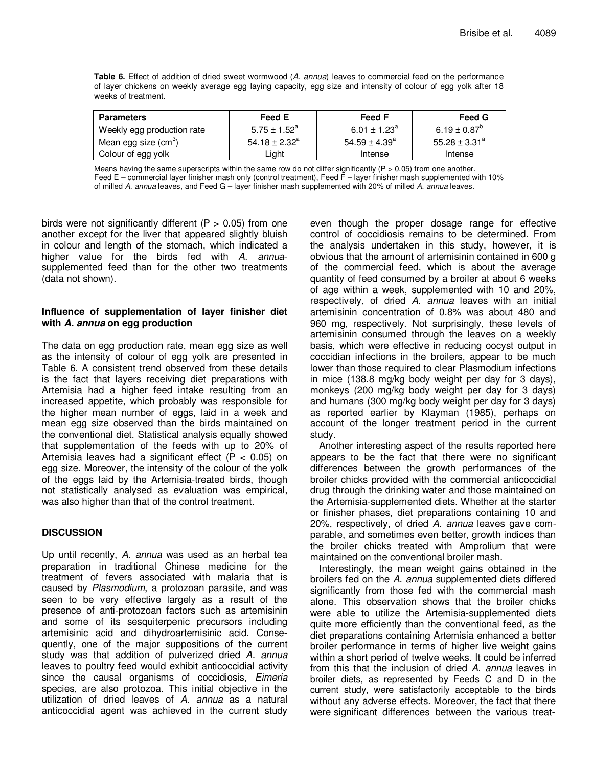**Table 6.** Effect of addition of dried sweet wormwood (*A. annua*) leaves to commercial feed on the performance of layer chickens on weekly average egg laying capacity, egg size and intensity of colour of egg yolk after 18 weeks of treatment.

| Parameters | Feed E | Feed F | Feed G |
|---|---|---|---|
| Weekly egg production rate | $5.75 \pm 1.52^{a}$ | $6.01 \pm 1.23^{a}$ | $6.19 \pm 0.87^{b}$ |
| Mean egg size ($cm^3$) | $54.18 \pm 2.32^{a}$ | $54.59 \pm 4.39^{a}$ | $55.28 \pm 3.31^{a}$ |
| Colour of egg yolk | Light | Intense | Intense |

Means having the same superscripts within the same row do not differ significantly ($P > 0.05$) from one another.
Feed E – commercial layer finisher mash only (control treatment), Feed F – layer finisher mash supplemented with 10% of milled *A. annua* leaves, and Feed G – layer finisher mash supplemented with 20% of milled *A. annua* leaves.

birds were not significantly different ($P > 0.05$) from one another except for the liver that appeared slightly bluish in colour and length of the stomach, which indicated a higher value for the birds fed with *A. annua*-supplemented feed than for the other two treatments (data not shown).

### Influence of supplementation of layer finisher diet with *A. annua* on egg production

The data on egg production rate, mean egg size as well as the intensity of colour of egg yolk are presented in Table 6. A consistent trend observed from these details is the fact that layers receiving diet preparations with Artemisia had a higher feed intake resulting from an increased appetite, which probably was responsible for the higher mean number of eggs, laid in a week and mean egg size observed than the birds maintained on the conventional diet. Statistical analysis equally showed that supplementation of the feeds with up to 20% of Artemisia leaves had a significant effect ($P < 0.05$) on egg size. Moreover, the intensity of the colour of the yolk of the eggs laid by the Artemisia-treated birds, though not statistically analysed as evaluation was empirical, was also higher than that of the control treatment.

## DISCUSSION

Up until recently, *A. annua* was used as an herbal tea preparation in traditional Chinese medicine for the treatment of fevers associated with malaria that is caused by *Plasmodium*, a protozoan parasite, and was seen to be very effective largely as a result of the presence of anti-protozoan factors such as artemisinin and some of its sesquiterpenic precursors including artemisinic acid and dihydroartemisinic acid. Consequently, one of the major suppositions of the current study was that addition of pulverized dried *A. annua* leaves to poultry feed would exhibit anticoccidial activity since the causal organisms of coccidiosis, *Eimeria* species, are also protozoa. This initial objective in the utilization of dried leaves of *A. annua* as a natural anticoccidial agent was achieved in the current study even though the proper dosage range for effective control of coccidiosis remains to be determined. From the analysis undertaken in this study, however, it is obvious that the amount of artemisinin contained in 600 g of the commercial feed, which is about the average quantity of feed consumed by a broiler at about 6 weeks of age within a week, supplemented with 10 and 20%, respectively, of dried *A. annua* leaves with an initial artemisinin concentration of 0.8% was about 480 and 960 mg, respectively. Not surprisingly, these levels of artemisinin consumed through the leaves on a weekly basis, which were effective in reducing oocyst output in coccidian infections in the broilers, appear to be much lower than those required to clear Plasmodium infections in mice (138.8 mg/kg body weight per day for 3 days), monkeys (200 mg/kg body weight per day for 3 days) and humans (300 mg/kg body weight per day for 3 days) as reported earlier by Klayman (1985), perhaps on account of the longer treatment period in the current study.

Another interesting aspect of the results reported here appears to be the fact that there were no significant differences between the growth performances of the broiler chicks provided with the commercial anticoccidial drug through the drinking water and those maintained on the Artemisia-supplemented diets. Whether at the starter or finisher phases, diet preparations containing 10 and 20%, respectively, of dried *A. annua* leaves gave comparable, and sometimes even better, growth indices than the broiler chicks treated with Amprolium that were maintained on the conventional broiler mash.

Interestingly, the mean weight gains obtained in the broilers fed on the *A. annua* supplemented diets differed significantly from those fed with the commercial mash alone. This observation shows that the broiler chicks were able to utilize the Artemisia-supplemented diets quite more efficiently than the conventional feed, as the diet preparations containing Artemisia enhanced a better broiler performance in terms of higher live weight gains within a short period of twelve weeks. It could be inferred from this that the inclusion of dried *A. annua* leaves in broiler diets, as represented by Feeds C and D in the current study, were satisfactorily acceptable to the birds without any adverse effects. Moreover, the fact that there were significant differences between the various treat-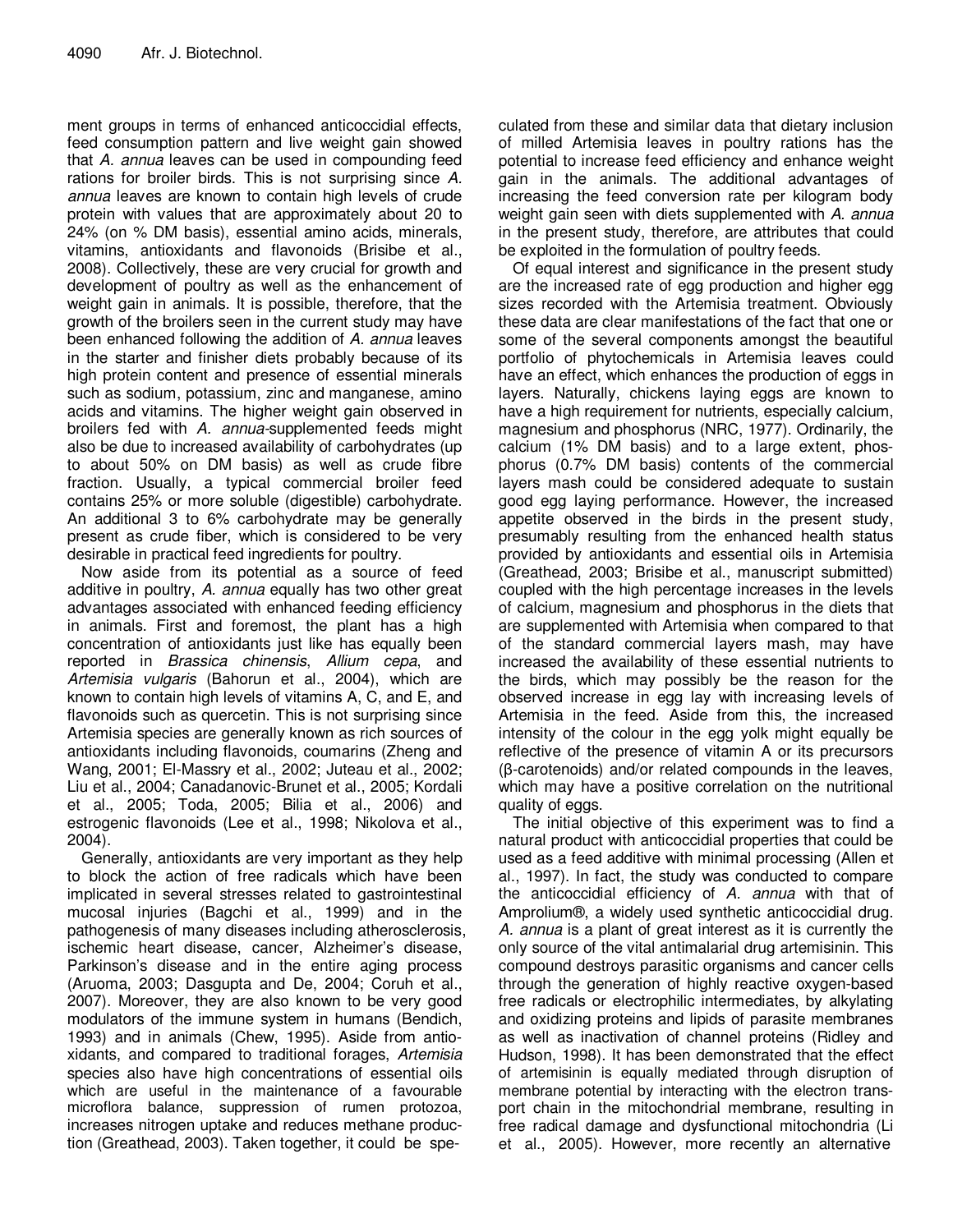ment groups in terms of enhanced anticoccidial effects, feed consumption pattern and live weight gain showed that *A. annua* leaves can be used in compounding feed rations for broiler birds. This is not surprising since *A. annua* leaves are known to contain high levels of crude protein with values that are approximately about 20 to 24% (on % DM basis), essential amino acids, minerals, vitamins, antioxidants and flavonoids (Brisibe et al., 2008). Collectively, these are very crucial for growth and development of poultry as well as the enhancement of weight gain in animals. It is possible, therefore, that the growth of the broilers seen in the current study may have been enhanced following the addition of *A. annua* leaves in the starter and finisher diets probably because of its high protein content and presence of essential minerals such as sodium, potassium, zinc and manganese, amino acids and vitamins. The higher weight gain observed in broilers fed with *A. annua*-supplemented feeds might also be due to increased availability of carbohydrates (up to about 50% on DM basis) as well as crude fibre fraction. Usually, a typical commercial broiler feed contains 25% or more soluble (digestible) carbohydrate. An additional 3 to 6% carbohydrate may be generally present as crude fiber, which is considered to be very desirable in practical feed ingredients for poultry.

Now aside from its potential as a source of feed additive in poultry, *A. annua* equally has two other great advantages associated with enhanced feeding efficiency in animals. First and foremost, the plant has a high concentration of antioxidants just like has equally been reported in *Brassica chinensis*, *Allium cepa*, and *Artemisia vulgaris* (Bahorun et al., 2004), which are known to contain high levels of vitamins A, C, and E, and flavonoids such as quercetin. This is not surprising since Artemisia species are generally known as rich sources of antioxidants including flavonoids, coumarins (Zheng and Wang, 2001; El-Massry et al., 2002; Juteau et al., 2002; Liu et al., 2004; Canadanovic-Brunet et al., 2005; Kordali et al., 2005; Toda, 2005; Bilia et al., 2006) and estrogenic flavonoids (Lee et al., 1998; Nikolova et al., 2004).

Generally, antioxidants are very important as they help to block the action of free radicals which have been implicated in several stresses related to gastrointestinal mucosal injuries (Bagchi et al., 1999) and in the pathogenesis of many diseases including atherosclerosis, ischemic heart disease, cancer, Alzheimer's disease, Parkinson's disease and in the entire aging process (Aruoma, 2003; Dasgupta and De, 2004; Coruh et al., 2007). Moreover, they are also known to be very good modulators of the immune system in humans (Bendich, 1993) and in animals (Chew, 1995). Aside from antioxidants, and compared to traditional forages, *Artemisia* species also have high concentrations of essential oils which are useful in the maintenance of a favourable microflora balance, suppression of rumen protozoa, increases nitrogen uptake and reduces methane production (Greathead, 2003). Taken together, it could be speculated from these and similar data that dietary inclusion of milled Artemisia leaves in poultry rations has the potential to increase feed efficiency and enhance weight gain in the animals. The additional advantages of increasing the feed conversion rate per kilogram body weight gain seen with diets supplemented with *A. annua* in the present study, therefore, are attributes that could be exploited in the formulation of poultry feeds.

Of equal interest and significance in the present study are the increased rate of egg production and higher egg sizes recorded with the Artemisia treatment. Obviously these data are clear manifestations of the fact that one or some of the several components amongst the beautiful portfolio of phytochemicals in Artemisia leaves could have an effect, which enhances the production of eggs in layers. Naturally, chickens laying eggs are known to have a high requirement for nutrients, especially calcium, magnesium and phosphorus (NRC, 1977). Ordinarily, the calcium (1% DM basis) and to a large extent, phosphorus (0.7% DM basis) contents of the commercial layers mash could be considered adequate to sustain good egg laying performance. However, the increased appetite observed in the birds in the present study, presumably resulting from the enhanced health status provided by antioxidants and essential oils in Artemisia (Greathead, 2003; Brisibe et al., manuscript submitted) coupled with the high percentage increases in the levels of calcium, magnesium and phosphorus in the diets that are supplemented with Artemisia when compared to that of the standard commercial layers mash, may have increased the availability of these essential nutrients to the birds, which may possibly be the reason for the observed increase in egg lay with increasing levels of Artemisia in the feed. Aside from this, the increased intensity of the colour in the egg yolk might equally be reflective of the presence of vitamin A or its precursors (β-carotenoids) and/or related compounds in the leaves, which may have a positive correlation on the nutritional quality of eggs.

The initial objective of this experiment was to find a natural product with anticoccidial properties that could be used as a feed additive with minimal processing (Allen et al., 1997). In fact, the study was conducted to compare the anticoccidial efficiency of *A. annua* with that of Amprolium®, a widely used synthetic anticoccidial drug. *A. annua* is a plant of great interest as it is currently the only source of the vital antimalarial drug artemisinin. This compound destroys parasitic organisms and cancer cells through the generation of highly reactive oxygen-based free radicals or electrophilic intermediates, by alkylating and oxidizing proteins and lipids of parasite membranes as well as inactivation of channel proteins (Ridley and Hudson, 1998). It has been demonstrated that the effect of artemisinin is equally mediated through disruption of membrane potential by interacting with the electron transport chain in the mitochondrial membrane, resulting in free radical damage and dysfunctional mitochondria (Li et al., 2005). However, more recently an alternative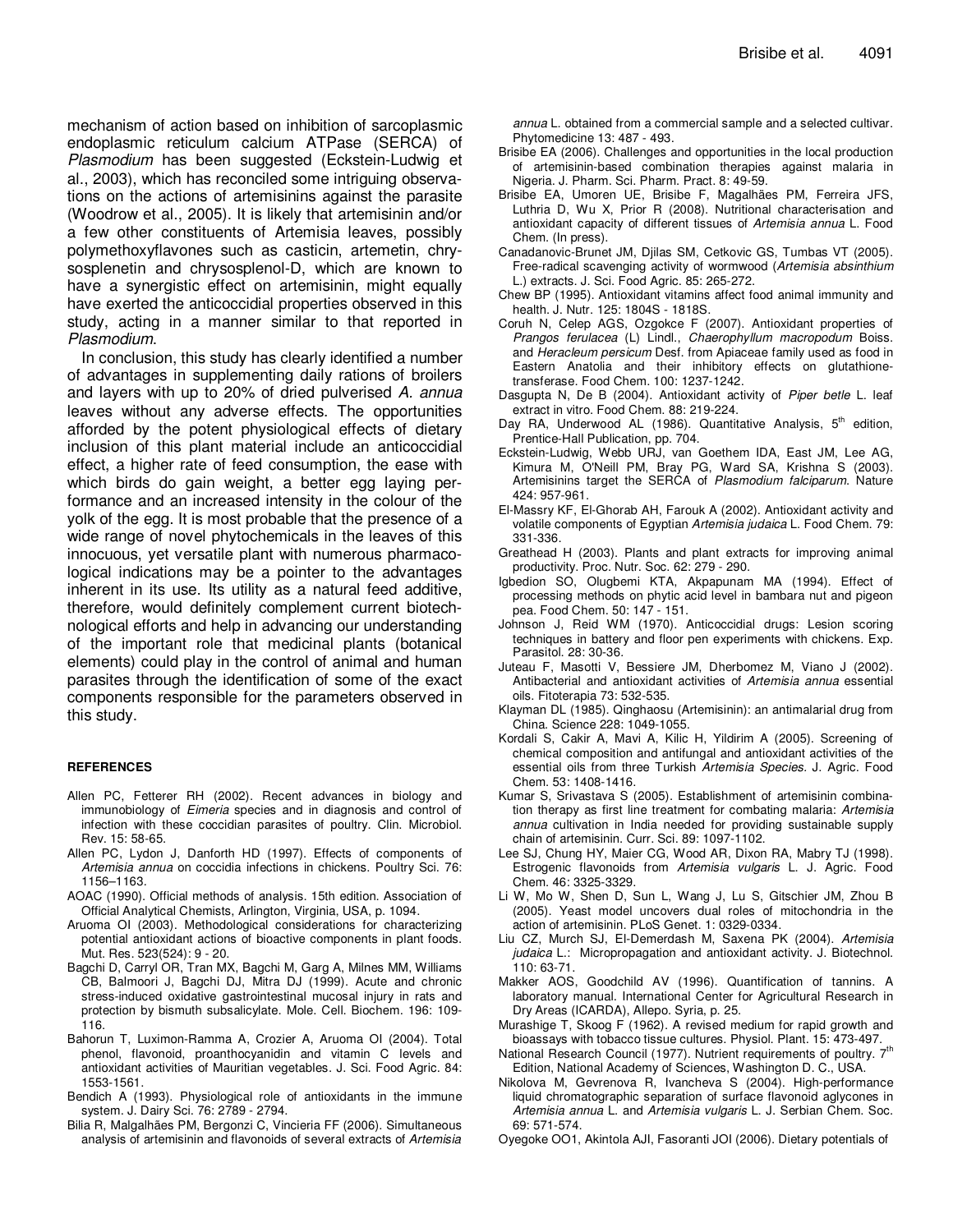mechanism of action based on inhibition of sarcoplasmic endoplasmic reticulum calcium ATPase (SERCA) of *Plasmodium* has been suggested (Eckstein-Ludwig et al., 2003), which has reconciled some intriguing observations on the actions of artemisinins against the parasite (Woodrow et al., 2005). It is likely that artemisinin and/or a few other constituents of Artemisia leaves, possibly polymethoxyflavones such as casticin, artemetin, chrysosplenetin and chrysosplenol-D, which are known to have a synergistic effect on artemisinin, might equally have exerted the anticoccidial properties observed in this study, acting in a manner similar to that reported in *Plasmodium*.

In conclusion, this study has clearly identified a number of advantages in supplementing daily rations of broilers and layers with up to 20% of dried pulverised *A. annua* leaves without any adverse effects. The opportunities afforded by the potent physiological effects of dietary inclusion of this plant material include an anticoccidial effect, a higher rate of feed consumption, the ease with which birds do gain weight, a better egg laying performance and an increased intensity in the colour of the yolk of the egg. It is most probable that the presence of a wide range of novel phytochemicals in the leaves of this innocuous, yet versatile plant with numerous pharmacological indications may be a pointer to the advantages inherent in its use. Its utility as a natural feed additive, therefore, would definitely complement current biotechnological efforts and help in advancing our understanding of the important role that medicinal plants (botanical elements) could play in the control of animal and human parasites through the identification of some of the exact components responsible for the parameters observed in this study.

## REFERENCES

Allen PC, Fetterer RH (2002). Recent advances in biology and immunobiology of *Eimeria* species and in diagnosis and control of infection with these coccidian parasites of poultry. Clin. Microbiol. Rev. 15: 58-65.

Allen PC, Lydon J, Danforth HD (1997). Effects of components of *Artemisia annua* on coccidia infections in chickens. Poultry Sci. 76: 1156–1163.

AOAC (1990). Official methods of analysis. 15th edition. Association of Official Analytical Chemists, Arlington, Virginia, USA, p. 1094.

Aruoma OI (2003). Methodological considerations for characterizing potential antioxidant actions of bioactive components in plant foods. Mut. Res. 523(524): 9 - 20.

Bagchi D, Carryl OR, Tran MX, Bagchi M, Garg A, Milnes MM, Williams CB, Balmoori J, Bagchi DJ, Mitra DJ (1999). Acute and chronic stress-induced oxidative gastrointestinal mucosal injury in rats and protection by bismuth subsalicylate. Mole. Cell. Biochem. 196: 109-116.

Bahorun T, Luximon-Ramma A, Crozier A, Aruoma OI (2004). Total phenol, flavonoid, proanthocyanidin and vitamin C levels and antioxidant activities of Mauritian vegetables. J. Sci. Food Agric. 84: 1553-1561.

Bendich A (1993). Physiological role of antioxidants in the immune system. J. Dairy Sci. 76: 2789 - 2794.

Bilia R, Malgalhães PM, Bergonzi C, Vincieria FF (2006). Simultaneous analysis of artemisinin and flavonoids of several extracts of *Artemisia annua* L. obtained from a commercial sample and a selected cultivar. Phytomedicine 13: 487 - 493.

Brisibe EA (2006). Challenges and opportunities in the local production of artemisinin-based combination therapies against malaria in Nigeria. J. Pharm. Sci. Pharm. Pract. 8: 49-59.

Brisibe EA, Umoren UE, Brisibe F, Magalhães PM, Ferreira JFS, Luthria D, Wu X, Prior R (2008). Nutritional characterisation and antioxidant capacity of different tissues of *Artemisia annua* L. Food Chem. (In press).

Canadanovic-Brunet JM, Djilas SM, Cetkovic GS, Tumbas VT (2005). Free-radical scavenging activity of wormwood (*Artemisia absinthium* L.) extracts. J. Sci. Food Agric. 85: 265-272.

Chew BP (1995). Antioxidant vitamins affect food animal immunity and health. J. Nutr. 125: 1804S - 1818S.

Coruh N, Celep AGS, Ozgokce F (2007). Antioxidant properties of *Prangos ferulacea* (L) Lindl., *Chaerophyllum macropodum* Boiss. and *Heracleum persicum* Desf. from Apiaceae family used as food in Eastern Anatolia and their inhibitory effects on glutathione-transferase. Food Chem. 100: 1237-1242.

Dasgupta N, De B (2004). Antioxidant activity of *Piper betle* L. leaf extract in vitro. Food Chem. 88: 219-224.

Day RA, Underwood AL (1986). Quantitative Analysis, 5th edition, Prentice-Hall Publication, pp. 704.

Eckstein-Ludwig, Webb URJ, van Goethem IDA, East JM, Lee AG, Kimura M, O'Neill PM, Bray PG, Ward SA, Krishna S (2003). Artemisinins target the SERCA of *Plasmodium falciparum*. Nature 424: 957-961.

El-Massry KF, El-Ghorab AH, Farouk A (2002). Antioxidant activity and volatile components of Egyptian *Artemisia judaica* L. Food Chem. 79: 331-336.

Greathead H (2003). Plants and plant extracts for improving animal productivity. Proc. Nutr. Soc. 62: 279 - 290.

Igbedion SO, Olugbemi KTA, Akpapunam MA (1994). Effect of processing methods on phytic acid level in bambara nut and pigeon pea. Food Chem. 50: 147 - 151.

Johnson J, Reid WM (1970). Anticoccidial drugs: Lesion scoring techniques in battery and floor pen experiments with chickens. Exp. Parasitol. 28: 30-36.

Juteau F, Masotti V, Bessiere JM, Dherbomez M, Viano J (2002). Antibacterial and antioxidant activities of *Artemisia annua* essential oils. Fitoterapia 73: 532-535.

Klayman DL (1985). Qinghaosu (Artemisinin): an antimalarial drug from China. Science 228: 1049-1055.

Kordali S, Cakir A, Mavi A, Kilic H, Yildirim A (2005). Screening of chemical composition and antifungal and antioxidant activities of the essential oils from three Turkish *Artemisia Species*. J. Agric. Food Chem. 53: 1408-1416.

Kumar S, Srivastava S (2005). Establishment of artemisinin combination therapy as first line treatment for combating malaria: *Artemisia annua* cultivation in India needed for providing sustainable supply chain of artemisinin. Curr. Sci. 89: 1097-1102.

Lee SJ, Chung HY, Maier CG, Wood AR, Dixon RA, Mabry TJ (1998). Estrogenic flavonoids from *Artemisia vulgaris* L. J. Agric. Food Chem. 46: 3325-3329.

Li W, Mo W, Shen D, Sun L, Wang J, Lu S, Gitschier JM, Zhou B (2005). Yeast model uncovers dual roles of mitochondria in the action of artemisinin. PLoS Genet. 1: 0329-0334.

Liu CZ, Murch SJ, El-Demerdash M, Saxena PK (2004). *Artemisia judaica* L.: Micropropagation and antioxidant activity. J. Biotechnol. 110: 63-71.

Makker AOS, Goodchild AV (1996). Quantification of tannins. A laboratory manual. International Center for Agricultural Research in Dry Areas (ICARDA), Allepo. Syria, p. 25.

Murashige T, Skoog F (1962). A revised medium for rapid growth and bioassays with tobacco tissue cultures. Physiol. Plant. 15: 473-497.

National Research Council (1977). Nutrient requirements of poultry. 7th Edition, National Academy of Sciences, Washington D. C., USA.

Nikolova M, Gevrenova R, Ivancheva S (2004). High-performance liquid chromatographic separation of surface flavonoid aglycones in *Artemisia annua* L. and *Artemisia vulgaris* L. J. Serbian Chem. Soc. 69: 571-574.

Oyegoke OO1, Akintola AJI, Fasoranti JOI (2006). Dietary potentials of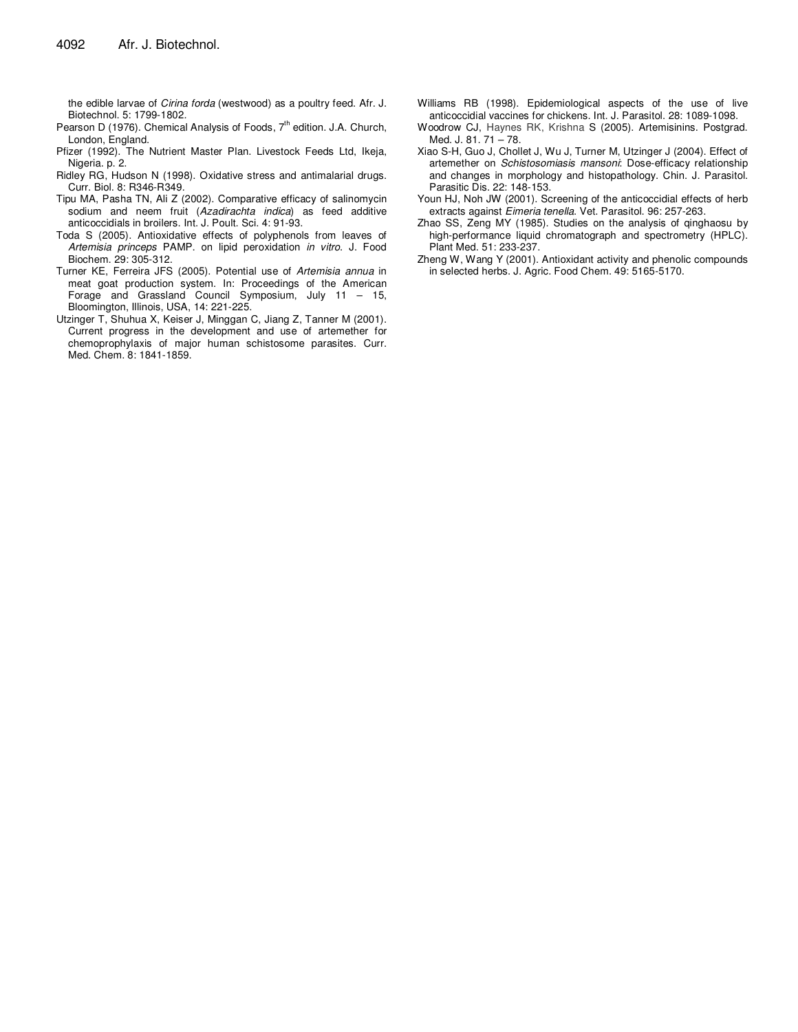the edible larvae of *Cirina forda* (westwood) as a poultry feed. Afr. J. Biotechnol. 5: 1799-1802.

Pearson D (1976). Chemical Analysis of Foods, 7th edition. J.A. Church, London, England.

Pfizer (1992). The Nutrient Master Plan. Livestock Feeds Ltd, Ikeja, Nigeria. p. 2.

Ridley RG, Hudson N (1998). Oxidative stress and antimalarial drugs. Curr. Biol. 8: R346-R349.

Tipu MA, Pasha TN, Ali Z (2002). Comparative efficacy of salinomycin sodium and neem fruit (*Azadirachta indica*) as feed additive anticoccidials in broilers. Int. J. Poult. Sci. 4: 91-93.

Toda S (2005). Antioxidative effects of polyphenols from leaves of *Artemisia princeps* PAMP. on lipid peroxidation *in vitro*. J. Food Biochem. 29: 305-312.

Turner KE, Ferreira JFS (2005). Potential use of *Artemisia annua* in meat goat production system. In: Proceedings of the American Forage and Grassland Council Symposium, July 11 – 15, Bloomington, Illinois, USA, 14: 221-225.

Utzinger T, Shuhua X, Keiser J, Minggan C, Jiang Z, Tanner M (2001). Current progress in the development and use of artemether for chemoprophylaxis of major human schistosome parasites. Curr. Med. Chem. 8: 1841-1859.

Williams RB (1998). Epidemiological aspects of the use of live anticoccidial vaccines for chickens. Int. J. Parasitol. 28: 1089-1098.

Woodrow CJ, Haynes RK, Krishna S (2005). Artemisinins. Postgrad. Med. J. 81. 71 – 78.

Xiao S-H, Guo J, Chollet J, Wu J, Turner M, Utzinger J (2004). Effect of artemether on *Schistosomiasis mansoni*: Dose-efficacy relationship and changes in morphology and histopathology. Chin. J. Parasitol. Parasitic Dis. 22: 148-153.

Youn HJ, Noh JW (2001). Screening of the anticoccidial effects of herb extracts against *Eimeria tenella*. Vet. Parasitol. 96: 257-263.

Zhao SS, Zeng MY (1985). Studies on the analysis of qinghaosu by high-performance liquid chromatograph and spectrometry (HPLC). Plant Med. 51: 233-237.

Zheng W, Wang Y (2001). Antioxidant activity and phenolic compounds in selected herbs. J. Agric. Food Chem. 49: 5165-5170.